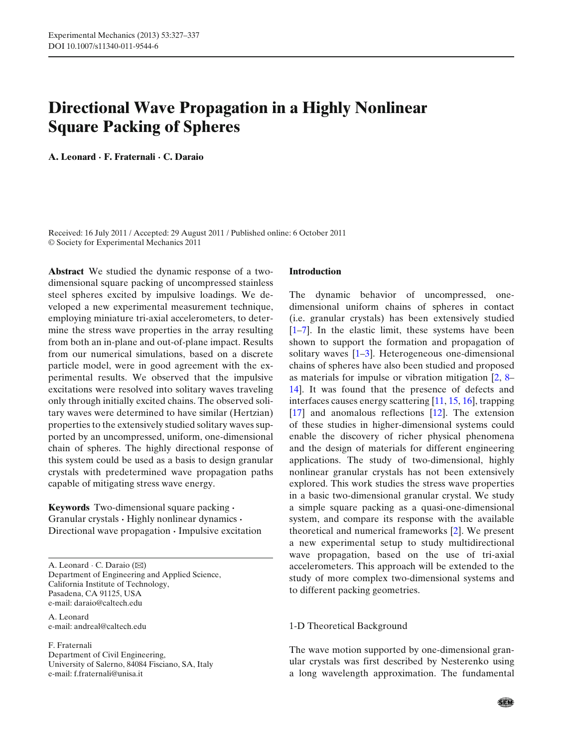# Directional Wave Propagation in a Highly Nonlinear Square Packing of Spheres

**A. Leonard · F. Fraternali · C. Daraio**

Received: 16 July 2011 / Accepted: 29 August 2011 / Published online: 6 October 2011
© Society for Experimental Mechanics 2011

**Abstract** We studied the dynamic response of a two-dimensional square packing of uncompressed stainless steel spheres excited by impulsive loadings. We developed a new experimental measurement technique, employing miniature tri-axial accelerometers, to determine the stress wave properties in the array resulting from both an in-plane and out-of-plane impact. Results from our numerical simulations, based on a discrete particle model, were in good agreement with the experimental results. We observed that the impulsive excitations were resolved into solitary waves traveling only through initially excited chains. The observed solitary waves were determined to have similar (Hertzian) properties to the extensively studied solitary waves supported by an uncompressed, uniform, one-dimensional chain of spheres. The highly directional response of this system could be used as a basis to design granular crystals with predetermined wave propagation paths capable of mitigating stress wave energy.

**Keywords** Two-dimensional square packing · Granular crystals · Highly nonlinear dynamics · Directional wave propagation · Impulsive excitation

A. Leonard · C. Daraio (✉)
Department of Engineering and Applied Science,
California Institute of Technology,
Pasadena, CA 91125, USA
e-mail: daraio@caltech.edu

A. Leonard
e-mail: andreal@caltech.edu

F. Fraternali
Department of Civil Engineering,
University of Salerno, 84084 Fisciano, SA, Italy
e-mail: f.fraternali@unisa.it

## Introduction

The dynamic behavior of uncompressed, one-dimensional uniform chains of spheres in contact (i.e. granular crystals) has been extensively studied [1–7]. In the elastic limit, these systems have been shown to support the formation and propagation of solitary waves [1–3]. Heterogeneous one-dimensional chains of spheres have also been studied and proposed as materials for impulse or vibration mitigation [2, 8–14]. It was found that the presence of defects and interfaces causes energy scattering [11, 15, 16], trapping [17] and anomalous reflections [12]. The extension of these studies in higher-dimensional systems could enable the discovery of richer physical phenomena and the design of materials for different engineering applications. The study of two-dimensional, highly nonlinear granular crystals has not been extensively explored. This work studies the stress wave properties in a basic two-dimensional granular crystal. We study a simple square packing as a quasi-one-dimensional system, and compare its response with the available theoretical and numerical frameworks [2]. We present a new experimental setup to study multidirectional wave propagation, based on the use of tri-axial accelerometers. This approach will be extended to the study of more complex two-dimensional systems and to different packing geometries.

### 1-D Theoretical Background

The wave motion supported by one-dimensional granular crystals was first described by Nesterenko using a long wavelength approximation. The fundamental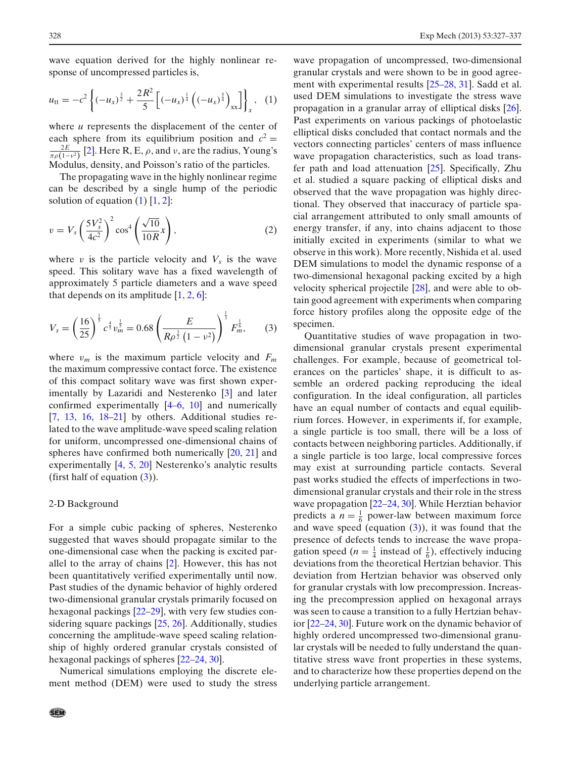wave equation derived for the highly nonlinear response of uncompressed particles is,

$$u_{tt} = -c^2 \left\{ (-u_x)^{\frac{3}{2}} + \frac{2R^2}{5}\left[ (-u_x)^{\frac{1}{4}} \left( (-u_x)^{\frac{5}{4}} \right)_{xx} \right] \right\}_x, \quad (1)$$

where $u$ represents the displacement of the center of each sphere from its equilibrium position and $c^2 = \frac{2E}{\pi\rho(1-\nu^2)}$ [2]. Here R, E, $\rho$, and $\nu$, are the radius, Young's Modulus, density, and Poisson's ratio of the particles.

The propagating wave in the highly nonlinear regime can be described by a single hump of the periodic solution of equation (1) [1, 2]:

$$v = V_s \left( \frac{5V_s^2}{4c^2} \right)^2 \cos^4 \left( \frac{\sqrt{10}}{10R} x \right), \quad (2)$$

where $v$ is the particle velocity and $V_s$ is the wave speed. This solitary wave has a fixed wavelength of approximately 5 particle diameters and a wave speed that depends on its amplitude [1, 2, 6]:

$$V_s = \left( \frac{16}{25} \right)^{\frac{1}{5}} c^{\frac{4}{5}} v_m^{\frac{1}{5}} = 0.68 \left( \frac{E}{R\rho^{\frac{3}{2}}\left(1-\nu^2\right)} \right)^{\frac{1}{3}} F_m^{\frac{1}{6}}, \quad (3)$$

where $v_m$ is the maximum particle velocity and $F_m$ the maximum compressive contact force. The existence of this compact solitary wave was first shown experimentally by Lazaridi and Nesterenko [3] and later confirmed experimentally [4–6, 10] and numerically [7, 13, 16, 18–21] by others. Additional studies related to the wave amplitude-wave speed scaling relation for uniform, uncompressed one-dimensional chains of spheres have confirmed both numerically [20, 21] and experimentally [4, 5, 20] Nesterenko's analytic results (first half of equation (3)).

## 2-D Background

For a simple cubic packing of spheres, Nesterenko suggested that waves should propagate similar to the one-dimensional case when the packing is excited parallel to the array of chains [2]. However, this has not been quantitatively verified experimentally until now. Past studies of the dynamic behavior of highly ordered two-dimensional granular crystals primarily focused on hexagonal packings [22–29], with very few studies considering square packings [25, 26]. Additionally, studies concerning the amplitude-wave speed scaling relationship of highly ordered granular crystals consisted of hexagonal packings of spheres [22–24, 30].

Numerical simulations employing the discrete element method (DEM) were used to study the stress wave propagation of uncompressed, two-dimensional granular crystals and were shown to be in good agreement with experimental results [25–28, 31]. Sadd et al. used DEM simulations to investigate the stress wave propagation in a granular array of elliptical disks [26]. Past experiments on various packings of photoelastic elliptical disks concluded that contact normals and the vectors connecting particles' centers of mass influence wave propagation characteristics, such as load transfer path and load attenuation [25]. Specifically, Zhu et al. studied a square packing of elliptical disks and observed that the wave propagation was highly directional. They observed that inaccuracy of particle spatial arrangement attributed to only small amounts of energy transfer, if any, into chains adjacent to those initially excited in experiments (similar to what we observe in this work). More recently, Nishida et al. used DEM simulations to model the dynamic response of a two-dimensional hexagonal packing excited by a high velocity spherical projectile [28], and were able to obtain good agreement with experiments when comparing force history profiles along the opposite edge of the specimen.

Quantitative studies of wave propagation in two-dimensional granular crystals present experimental challenges. For example, because of geometrical tolerances on the particles' shape, it is difficult to assemble an ordered packing reproducing the ideal configuration. In the ideal configuration, all particles have an equal number of contacts and equal equilibrium forces. However, in experiments if, for example, a single particle is too small, there will be a loss of contacts between neighboring particles. Additionally, if a single particle is too large, local compressive forces may exist at surrounding particle contacts. Several past works studied the effects of imperfections in two-dimensional granular crystals and their role in the stress wave propagation [22–24, 30]. While Herztian behavior predicts a $n = \frac{1}{6}$ power-law between maximum force and wave speed (equation (3)), it was found that the presence of defects tends to increase the wave propagation speed ($n = \frac{1}{4}$ instead of $\frac{1}{6}$), effectively inducing deviations from the theoretical Hertzian behavior. This deviation from Hertzian behavior was observed only for granular crystals with low precompression. Increasing the precompression applied on hexagonal arrays was seen to cause a transition to a fully Hertzian behavior [22–24, 30]. Future work on the dynamic behavior of highly ordered uncompressed two-dimensional granular crystals will be needed to fully understand the quantitative stress wave front properties in these systems, and to characterize how these properties depend on the underlying particle arrangement.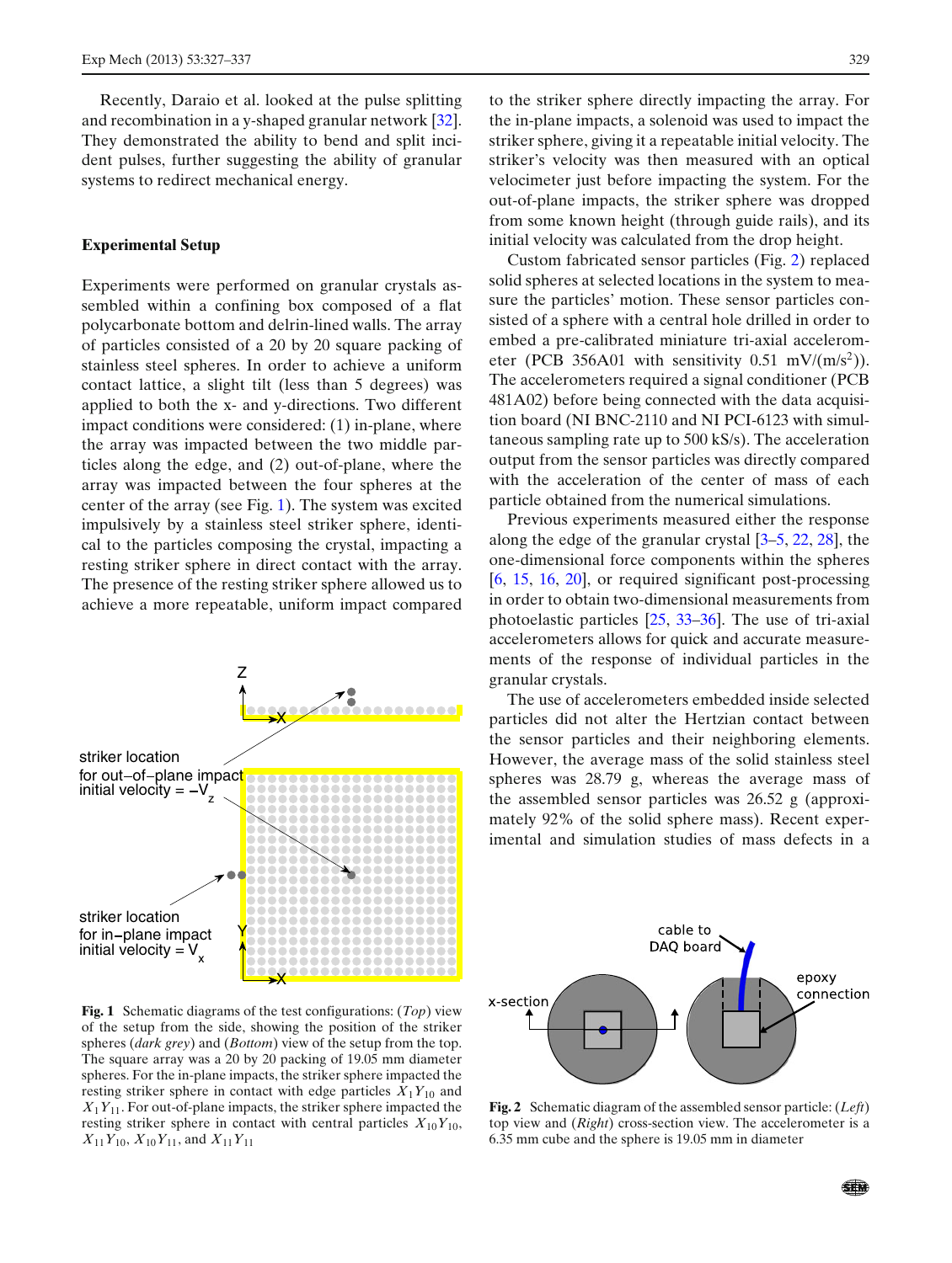Recently, Daraio et al. looked at the pulse splitting and recombination in a y-shaped granular network [32]. They demonstrated the ability to bend and split incident pulses, further suggesting the ability of granular systems to redirect mechanical energy.

## Experimental Setup

Experiments were performed on granular crystals assembled within a confining box composed of a flat polycarbonate bottom and delrin-lined walls. The array of particles consisted of a 20 by 20 square packing of stainless steel spheres. In order to achieve a uniform contact lattice, a slight tilt (less than 5 degrees) was applied to both the x- and y-directions. Two different impact conditions were considered: (1) in-plane, where the array was impacted between the two middle particles along the edge, and (2) out-of-plane, where the array was impacted between the four spheres at the center of the array (see Fig. 1). The system was excited impulsively by a stainless steel striker sphere, identical to the particles composing the crystal, impacting a resting striker sphere in direct contact with the array. The presence of the resting striker sphere allowed us to achieve a more repeatable, uniform impact compared to the striker sphere directly impacting the array. For the in-plane impacts, a solenoid was used to impact the striker sphere, giving it a repeatable initial velocity. The striker's velocity was then measured with an optical velocimeter just before impacting the system. For the out-of-plane impacts, the striker sphere was dropped from some known height (through guide rails), and its initial velocity was calculated from the drop height.

**Fig. 1** Schematic diagrams of the test configurations: (*Top*) view of the setup from the side, showing the position of the striker spheres (*dark grey*) and (*Bottom*) view of the setup from the top. The square array was a 20 by 20 packing of 19.05 mm diameter spheres. For the in-plane impacts, the striker sphere impacted the resting striker sphere in contact with edge particles $X_1Y_{10}$ and $X_1Y_{11}$. For out-of-plane impacts, the striker sphere impacted the resting striker sphere in contact with central particles $X_{10}Y_{10}$, $X_{11}Y_{10}$, $X_{10}Y_{11}$, and $X_{11}Y_{11}$

Custom fabricated sensor particles (Fig. 2) replaced solid spheres at selected locations in the system to measure the particles' motion. These sensor particles consisted of a sphere with a central hole drilled in order to embed a pre-calibrated miniature tri-axial accelerometer (PCB 356A01 with sensitivity 0.51 mV/(m/s$^2$)). The accelerometers required a signal conditioner (PCB 481A02) before being connected with the data acquisition board (NI BNC-2110 and NI PCI-6123 with simultaneous sampling rate up to 500 kS/s). The acceleration output from the sensor particles was directly compared with the acceleration of the center of mass of each particle obtained from the numerical simulations.

Previous experiments measured either the response along the edge of the granular crystal [3–5, 22, 28], the one-dimensional force components within the spheres [6, 15, 16, 20], or required significant post-processing in order to obtain two-dimensional measurements from photoelastic particles [25, 33–36]. The use of tri-axial accelerometers allows for quick and accurate measurements of the response of individual particles in the granular crystals.

The use of accelerometers embedded inside selected particles did not alter the Hertzian contact between the sensor particles and their neighboring elements. However, the average mass of the solid stainless steel spheres was 28.79 g, whereas the average mass of the assembled sensor particles was 26.52 g (approximately 92% of the solid sphere mass). Recent experimental and simulation studies of mass defects in a

**Fig. 2** Schematic diagram of the assembled sensor particle: (*Left*) top view and (*Right*) cross-section view. The accelerometer is a 6.35 mm cube and the sphere is 19.05 mm in diameter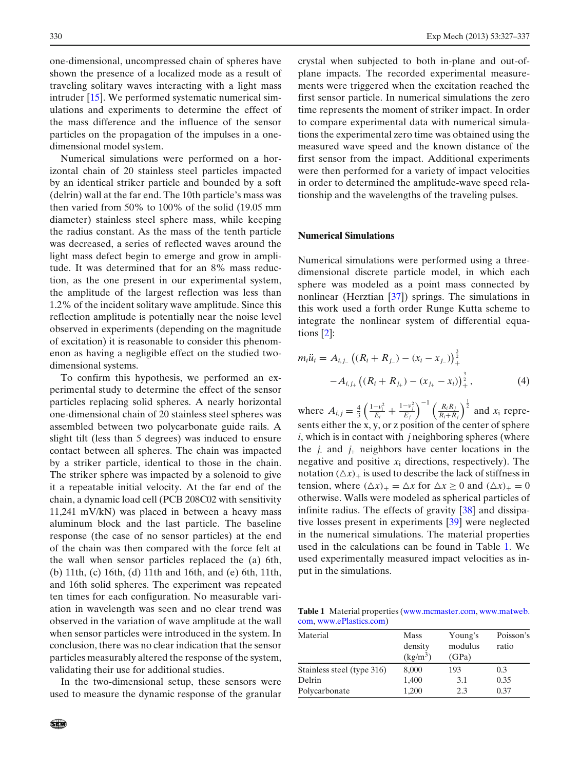one-dimensional, uncompressed chain of spheres have shown the presence of a localized mode as a result of traveling solitary waves interacting with a light mass intruder [15]. We performed systematic numerical simulations and experiments to determine the effect of the mass difference and the influence of the sensor particles on the propagation of the impulses in a one-dimensional model system.

Numerical simulations were performed on a horizontal chain of 20 stainless steel particles impacted by an identical striker particle and bounded by a soft (delrin) wall at the far end. The 10th particle's mass was then varied from 50% to 100% of the solid (19.05 mm diameter) stainless steel sphere mass, while keeping the radius constant. As the mass of the tenth particle was decreased, a series of reflected waves around the light mass defect begin to emerge and grow in amplitude. It was determined that for an 8% mass reduction, as the one present in our experimental system, the amplitude of the largest reflection was less than 1.2% of the incident solitary wave amplitude. Since this reflection amplitude is potentially near the noise level observed in experiments (depending on the magnitude of excitation) it is reasonable to consider this phenomenon as having a negligible effect on the studied two-dimensional systems.

To confirm this hypothesis, we performed an experimental study to determine the effect of the sensor particles replacing solid spheres. A nearly horizontal one-dimensional chain of 20 stainless steel spheres was assembled between two polycarbonate guide rails. A slight tilt (less than 5 degrees) was induced to ensure contact between all spheres. The chain was impacted by a striker particle, identical to those in the chain. The striker sphere was impacted by a solenoid to give it a repeatable initial velocity. At the far end of the chain, a dynamic load cell (PCB 208C02 with sensitivity 11,241 mV/kN) was placed in between a heavy mass aluminum block and the last particle. The baseline response (the case of no sensor particles) at the end of the chain was then compared with the force felt at the wall when sensor particles replaced the (a) 6th, (b) 11th, (c) 16th, (d) 11th and 16th, and (e) 6th, 11th, and 16th solid spheres. The experiment was repeated ten times for each configuration. No measurable variation in wavelength was seen and no clear trend was observed in the variation of wave amplitude at the wall when sensor particles were introduced in the system. In conclusion, there was no clear indication that the sensor particles measurably altered the response of the system, validating their use for additional studies.

In the two-dimensional setup, these sensors were used to measure the dynamic response of the granular crystal when subjected to both in-plane and out-of-plane impacts. The recorded experimental measurements were triggered when the excitation reached the first sensor particle. In numerical simulations the zero time represents the moment of striker impact. In order to compare experimental data with numerical simulations the experimental zero time was obtained using the measured wave speed and the known distance of the first sensor from the impact. Additional experiments were then performed for a variety of impact velocities in order to determined the amplitude-wave speed relationship and the wavelengths of the traveling pulses.

## Numerical Simulations

Numerical simulations were performed using a three-dimensional discrete particle model, in which each sphere was modeled as a point mass connected by nonlinear (Herztian [37]) springs. The simulations in this work used a forth order Runge Kutta scheme to integrate the nonlinear system of differential equations [2]:

$$m_i \ddot{u}_i = A_{i,j_-} \left( (R_i + R_{j_-}) - (x_i - x_{j_-}) \right)_+^{\frac{3}{2}} - A_{i,j_+} \left( (R_i + R_{j_+}) - (x_{j_+} - x_i) \right)_+^{\frac{3}{2}}, \tag{4}$$

where $A_{i,j} = \frac{4}{3} \left( \frac{1-\nu_i^2}{E_i} + \frac{1-\nu_j^2}{E_j} \right)^{-1} \left( \frac{R_i R_j}{R_i + R_j} \right)^{\frac{1}{2}}$ and $x_i$ represents either the x, y, or z position of the center of sphere $i$, which is in contact with $j$ neighboring spheres (where the $j_-$ and $j_+$ neighbors have center locations in the negative and positive $x_i$ directions, respectively). The notation $(\triangle x)_+$ is used to describe the lack of stiffness in tension, where $(\triangle x)_+ = \triangle x$ for $\triangle x \geq 0$ and $(\triangle x)_+ = 0$ otherwise. Walls were modeled as spherical particles of infinite radius. The effects of gravity [38] and dissipative losses present in experiments [39] were neglected in the numerical simulations. The material properties used in the calculations can be found in Table 1. We used experimentally measured impact velocities as input in the simulations.

**Table 1** Material properties (www.mcmaster.com, www.matweb.com, www.ePlastics.com)

| Material | Mass density (kg/m$^3$) | Young's modulus (GPa) | Poisson's ratio |
|---|---|---|---|
| Stainless steel (type 316) | 8,000 | 193 | 0.3 |
| Delrin | 1,400 | 3.1 | 0.35 |
| Polycarbonate | 1,200 | 2.3 | 0.37 |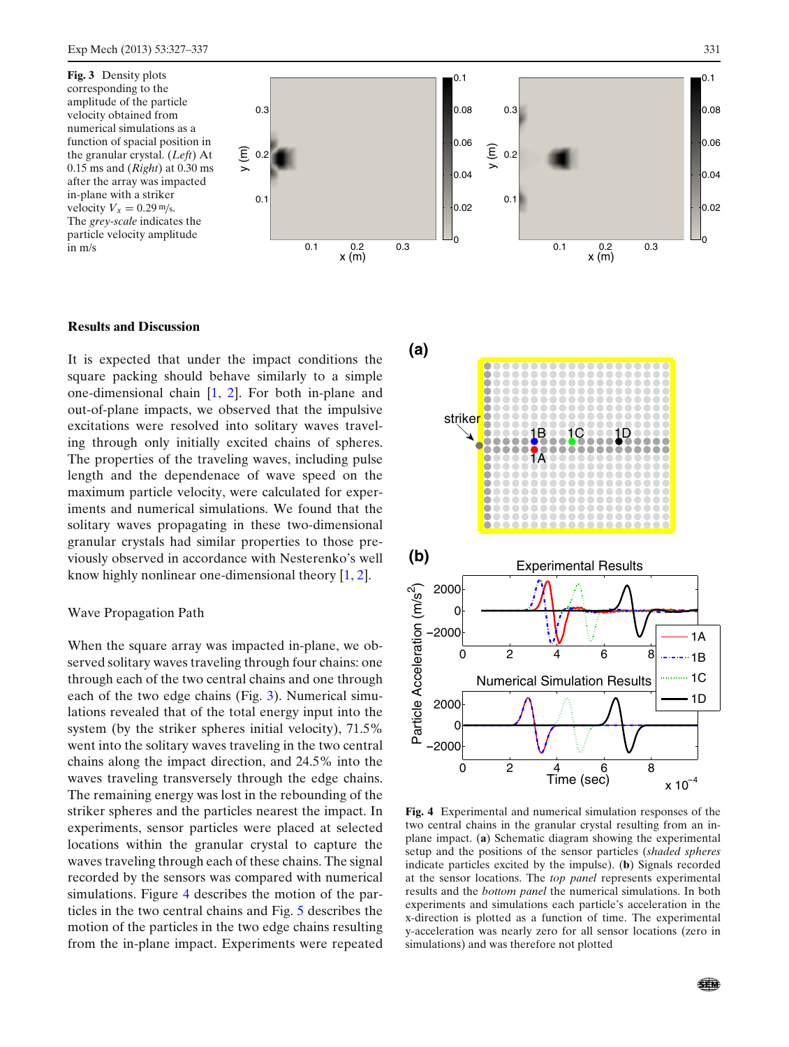**Fig. 3** Density plots corresponding to the amplitude of the particle velocity obtained from numerical simulations as a function of spacial position in the granular crystal. (*Left*) At 0.15 ms and (*Right*) at 0.30 ms after the array was impacted in-plane with a striker velocity $V_x = 0.29$ m/s. The *grey-scale* indicates the particle velocity amplitude in m/s

## Results and Discussion

It is expected that under the impact conditions the square packing should behave similarly to a simple one-dimensional chain [1, 2]. For both in-plane and out-of-plane impacts, we observed that the impulsive excitations were resolved into solitary waves traveling through only initially excited chains of spheres. The properties of the traveling waves, including pulse length and the dependenace of wave speed on the maximum particle velocity, were calculated for experiments and numerical simulations. We found that the solitary waves propagating in these two-dimensional granular crystals had similar properties to those previously observed in accordance with Nesterenko's well know highly nonlinear one-dimensional theory [1, 2].

### Wave Propagation Path

When the square array was impacted in-plane, we observed solitary waves traveling through four chains: one through each of the two central chains and one through each of the two edge chains (Fig. 3). Numerical simulations revealed that of the total energy input into the system (by the striker spheres initial velocity), 71.5% went into the solitary waves traveling in the two central chains along the impact direction, and 24.5% into the waves traveling transversely through the edge chains. The remaining energy was lost in the rebounding of the striker spheres and the particles nearest the impact. In experiments, sensor particles were placed at selected locations within the granular crystal to capture the waves traveling through each of these chains. The signal recorded by the sensors was compared with numerical simulations. Figure 4 describes the motion of the particles in the two central chains and Fig. 5 describes the motion of the particles in the two edge chains resulting from the in-plane impact. Experiments were repeated

**Fig. 4** Experimental and numerical simulation responses of the two central chains in the granular crystal resulting from an in-plane impact. (**a**) Schematic diagram showing the experimental setup and the positions of the sensor particles (*shaded spheres* indicate particles excited by the impulse). (**b**) Signals recorded at the sensor locations. The *top panel* represents experimental results and the *bottom panel* the numerical simulations. In both experiments and simulations each particle's acceleration in the x-direction is plotted as a function of time. The experimental y-acceleration was nearly zero for all sensor locations (zero in simulations) and was therefore not plotted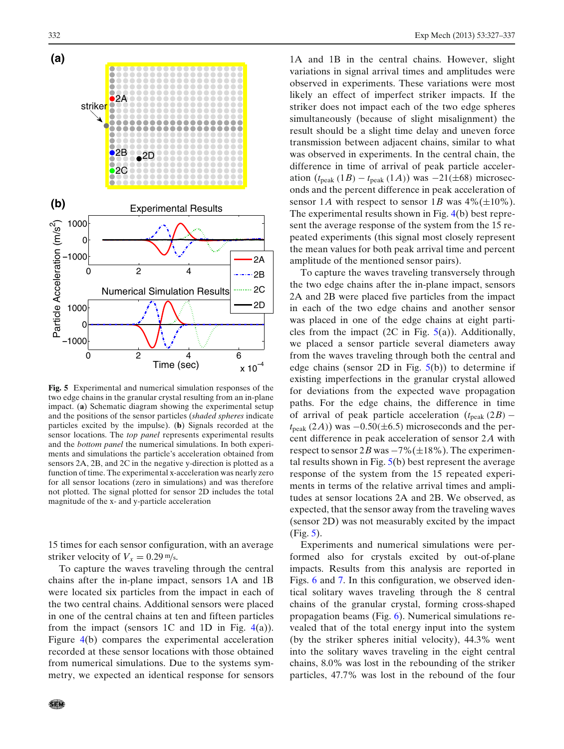Fig. 5 Experimental and numerical simulation responses of the two edge chains in the granular crystal resulting from an in-plane impact. (**a**) Schematic diagram showing the experimental setup and the positions of the sensor particles (*shaded spheres* indicate particles excited by the impulse). (**b**) Signals recorded at the sensor locations. The *top panel* represents experimental results and the *bottom panel* the numerical simulations. In both experiments and simulations the particle's acceleration obtained from sensors 2A, 2B, and 2C in the negative y-direction is plotted as a function of time. The experimental x-acceleration was nearly zero for all sensor locations (zero in simulations) and was therefore not plotted. The signal plotted for sensor 2D includes the total magnitude of the x- and y-particle acceleration

15 times for each sensor configuration, with an average striker velocity of $V_x = 0.29$ m/s.

To capture the waves traveling through the central chains after the in-plane impact, sensors 1A and 1B were located six particles from the impact in each of the two central chains. Additional sensors were placed in one of the central chains at ten and fifteen particles from the impact (sensors 1C and 1D in Fig. 4(a)). Figure 4(b) compares the experimental acceleration recorded at these sensor locations with those obtained from numerical simulations. Due to the systems symmetry, we expected an identical response for sensors 1A and 1B in the central chains. However, slight variations in signal arrival times and amplitudes were observed in experiments. These variations were most likely an effect of imperfect striker impacts. If the striker does not impact each of the two edge spheres simultaneously (because of slight misalignment) the result should be a slight time delay and uneven force transmission between adjacent chains, similar to what was observed in experiments. In the central chain, the difference in time of arrival of peak particle acceleration ($t_{\mathrm{peak}}\,(1B) - t_{\mathrm{peak}}\,(1A)$) was $-21(\pm 68)$ microseconds and the percent difference in peak acceleration of sensor $1A$ with respect to sensor $1B$ was $4\%(\pm 10\%)$. The experimental results shown in Fig. 4(b) best represent the average response of the system from the 15 repeated experiments (this signal most closely represent the mean values for both peak arrival time and percent amplitude of the mentioned sensor pairs).

To capture the waves traveling transversely through the two edge chains after the in-plane impact, sensors 2A and 2B were placed five particles from the impact in each of the two edge chains and another sensor was placed in one of the edge chains at eight particles from the impact (2C in Fig. 5(a)). Additionally, we placed a sensor particle several diameters away from the waves traveling through both the central and edge chains (sensor 2D in Fig. 5(b)) to determine if existing imperfections in the granular crystal allowed for deviations from the expected wave propagation paths. For the edge chains, the difference in time of arrival of peak particle acceleration ($t_{\mathrm{peak}}\,(2B) - t_{\mathrm{peak}}\,(2A)$) was $-0.50(\pm 6.5)$ microseconds and the percent difference in peak acceleration of sensor $2A$ with respect to sensor $2B$ was $-7\%(\pm 18\%)$. The experimental results shown in Fig. 5(b) best represent the average response of the system from the 15 repeated experiments in terms of the relative arrival times and amplitudes at sensor locations 2A and 2B. We observed, as expected, that the sensor away from the traveling waves (sensor 2D) was not measurably excited by the impact (Fig. 5).

Experiments and numerical simulations were performed also for crystals excited by out-of-plane impacts. Results from this analysis are reported in Figs. 6 and 7. In this configuration, we observed identical solitary waves traveling through the 8 central chains of the granular crystal, forming cross-shaped propagation beams (Fig. 6). Numerical simulations revealed that of the total energy input into the system (by the striker spheres initial velocity), 44.3% went into the solitary waves traveling in the eight central chains, 8.0% was lost in the rebounding of the striker particles, 47.7% was lost in the rebound of the four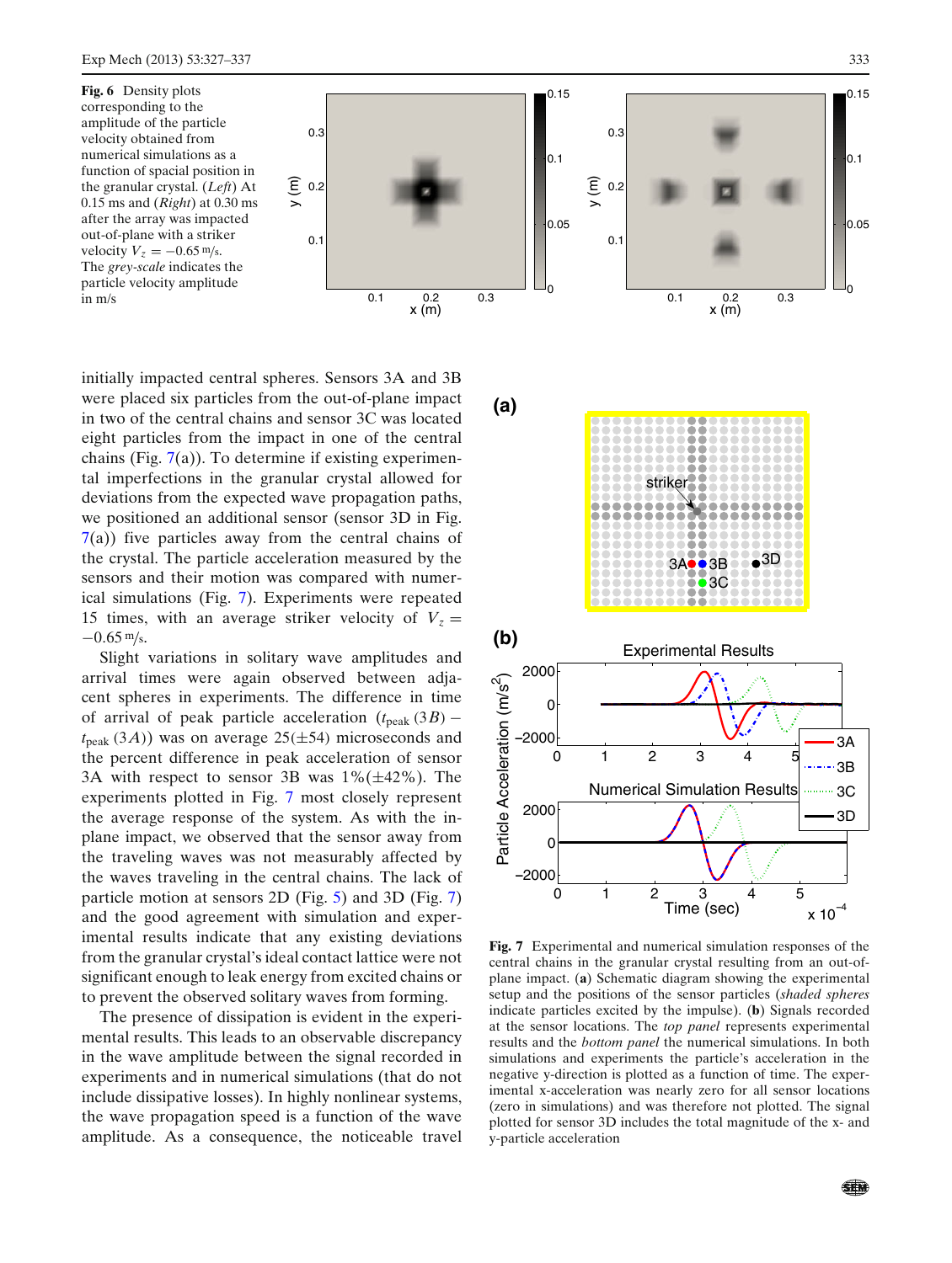**Fig. 6** Density plots corresponding to the amplitude of the particle velocity obtained from numerical simulations as a function of spacial position in the granular crystal. (*Left*) At 0.15 ms and (*Right*) at 0.30 ms after the array was impacted out-of-plane with a striker velocity $V_z = -0.65$ m/s. The *grey-scale* indicates the particle velocity amplitude in m/s

initially impacted central spheres. Sensors 3A and 3B were placed six particles from the out-of-plane impact in two of the central chains and sensor 3C was located eight particles from the impact in one of the central chains (Fig. 7(a)). To determine if existing experimental imperfections in the granular crystal allowed for deviations from the expected wave propagation paths, we positioned an additional sensor (sensor 3D in Fig. 7(a)) five particles away from the central chains of the crystal. The particle acceleration measured by the sensors and their motion was compared with numerical simulations (Fig. 7). Experiments were repeated 15 times, with an average striker velocity of $V_z = -0.65$ m/s.

Slight variations in solitary wave amplitudes and arrival times were again observed between adjacent spheres in experiments. The difference in time of arrival of peak particle acceleration ($t_{\text{peak}}(3B) - t_{\text{peak}}(3A)$) was on average 25(±54) microseconds and the percent difference in peak acceleration of sensor 3A with respect to sensor 3B was 1%(±42%). The experiments plotted in Fig. 7 most closely represent the average response of the system. As with the in-plane impact, we observed that the sensor away from the traveling waves was not measurably affected by the waves traveling in the central chains. The lack of particle motion at sensors 2D (Fig. 5) and 3D (Fig. 7) and the good agreement with simulation and experimental results indicate that any existing deviations from the granular crystal's ideal contact lattice were not significant enough to leak energy from excited chains or to prevent the observed solitary waves from forming.

The presence of dissipation is evident in the experimental results. This leads to an observable discrepancy in the wave amplitude between the signal recorded in experiments and in numerical simulations (that do not include dissipative losses). In highly nonlinear systems, the wave propagation speed is a function of the wave amplitude. As a consequence, the noticeable travel

**Fig. 7** Experimental and numerical simulation responses of the central chains in the granular crystal resulting from an out-of-plane impact. (**a**) Schematic diagram showing the experimental setup and the positions of the sensor particles (*shaded spheres* indicate particles excited by the impulse). (**b**) Signals recorded at the sensor locations. The *top panel* represents experimental results and the *bottom panel* the numerical simulations. In both simulations and experiments the particle's acceleration in the negative y-direction is plotted as a function of time. The experimental x-acceleration was nearly zero for all sensor locations (zero in simulations) and was therefore not plotted. The signal plotted for sensor 3D includes the total magnitude of the x- and y-particle acceleration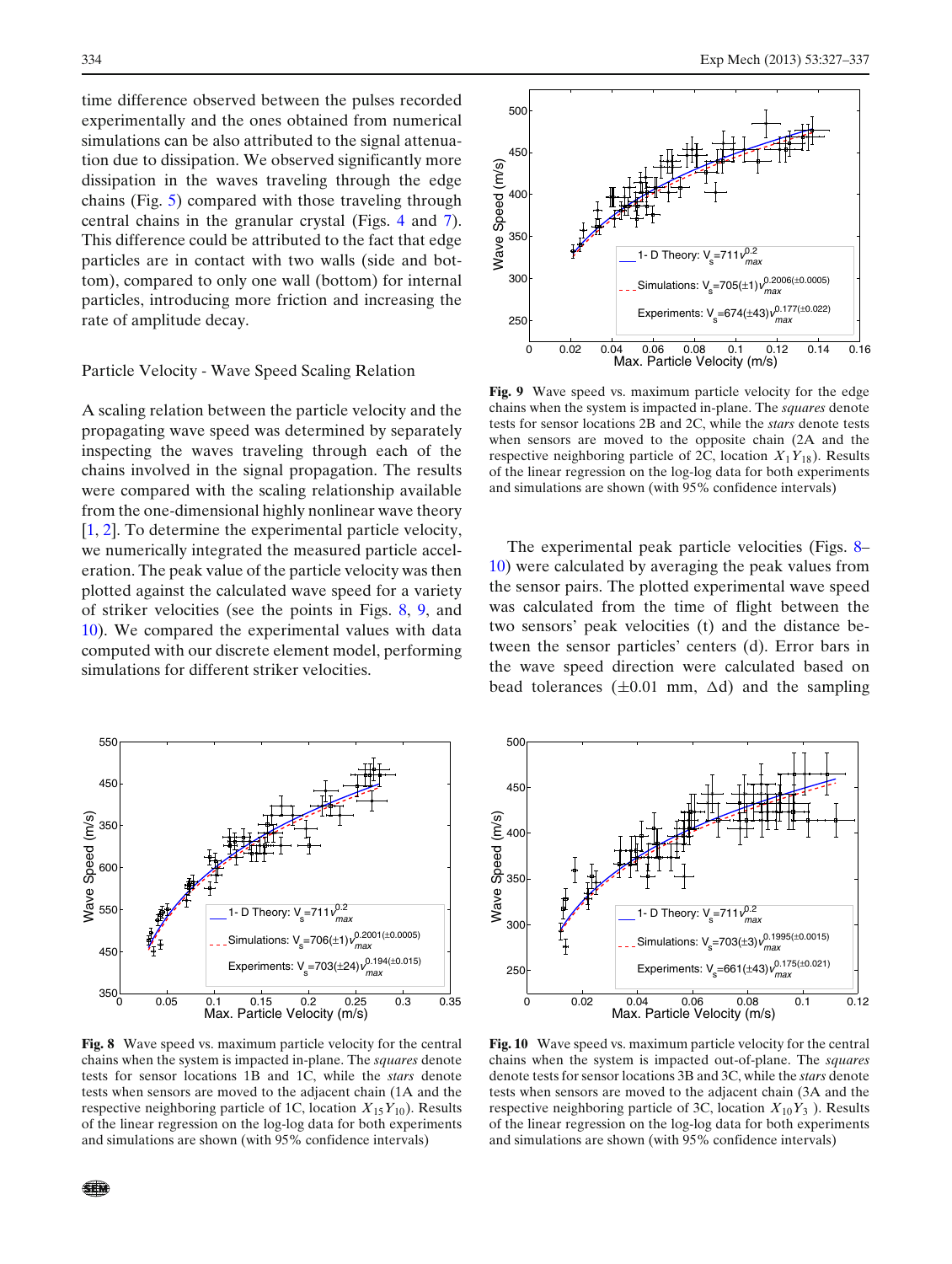time difference observed between the pulses recorded experimentally and the ones obtained from numerical simulations can be also attributed to the signal attenuation due to dissipation. We observed significantly more dissipation in the waves traveling through the edge chains (Fig. 5) compared with those traveling through central chains in the granular crystal (Figs. 4 and 7). This difference could be attributed to the fact that edge particles are in contact with two walls (side and bottom), compared to only one wall (bottom) for internal particles, introducing more friction and increasing the rate of amplitude decay.

### Particle Velocity - Wave Speed Scaling Relation

A scaling relation between the particle velocity and the propagating wave speed was determined by separately inspecting the waves traveling through each of the chains involved in the signal propagation. The results were compared with the scaling relationship available from the one-dimensional highly nonlinear wave theory [1, 2]. To determine the experimental particle velocity, we numerically integrated the measured particle acceleration. The peak value of the particle velocity was then plotted against the calculated wave speed for a variety of striker velocities (see the points in Figs. 8, 9, and 10). We compared the experimental values with data computed with our discrete element model, performing simulations for different striker velocities.

**Fig. 9** Wave speed vs. maximum particle velocity for the edge chains when the system is impacted in-plane. The *squares* denote tests for sensor locations 2B and 2C, while the *stars* denote tests when sensors are moved to the opposite chain (2A and the respective neighboring particle of 2C, location $X_1Y_{18}$). Results of the linear regression on the log-log data for both experiments and simulations are shown (with 95% confidence intervals)

The experimental peak particle velocities (Figs. 8–10) were calculated by averaging the peak values from the sensor pairs. The plotted experimental wave speed was calculated from the time of flight between the two sensors' peak velocities (t) and the distance between the sensor particles' centers (d). Error bars in the wave speed direction were calculated based on bead tolerances (±0.01 mm, Δd) and the sampling

**Fig. 8** Wave speed vs. maximum particle velocity for the central chains when the system is impacted in-plane. The *squares* denote tests for sensor locations 1B and 1C, while the *stars* denote tests when sensors are moved to the adjacent chain (1A and the respective neighboring particle of 1C, location $X_{15}Y_{10}$). Results of the linear regression on the log-log data for both experiments and simulations are shown (with 95% confidence intervals)

**Fig. 10** Wave speed vs. maximum particle velocity for the central chains when the system is impacted out-of-plane. The *squares* denote tests for sensor locations 3B and 3C, while the *stars* denote tests when sensors are moved to the adjacent chain (3A and the respective neighboring particle of 3C, location $X_{10}Y_3$ ). Results of the linear regression on the log-log data for both experiments and simulations are shown (with 95% confidence intervals)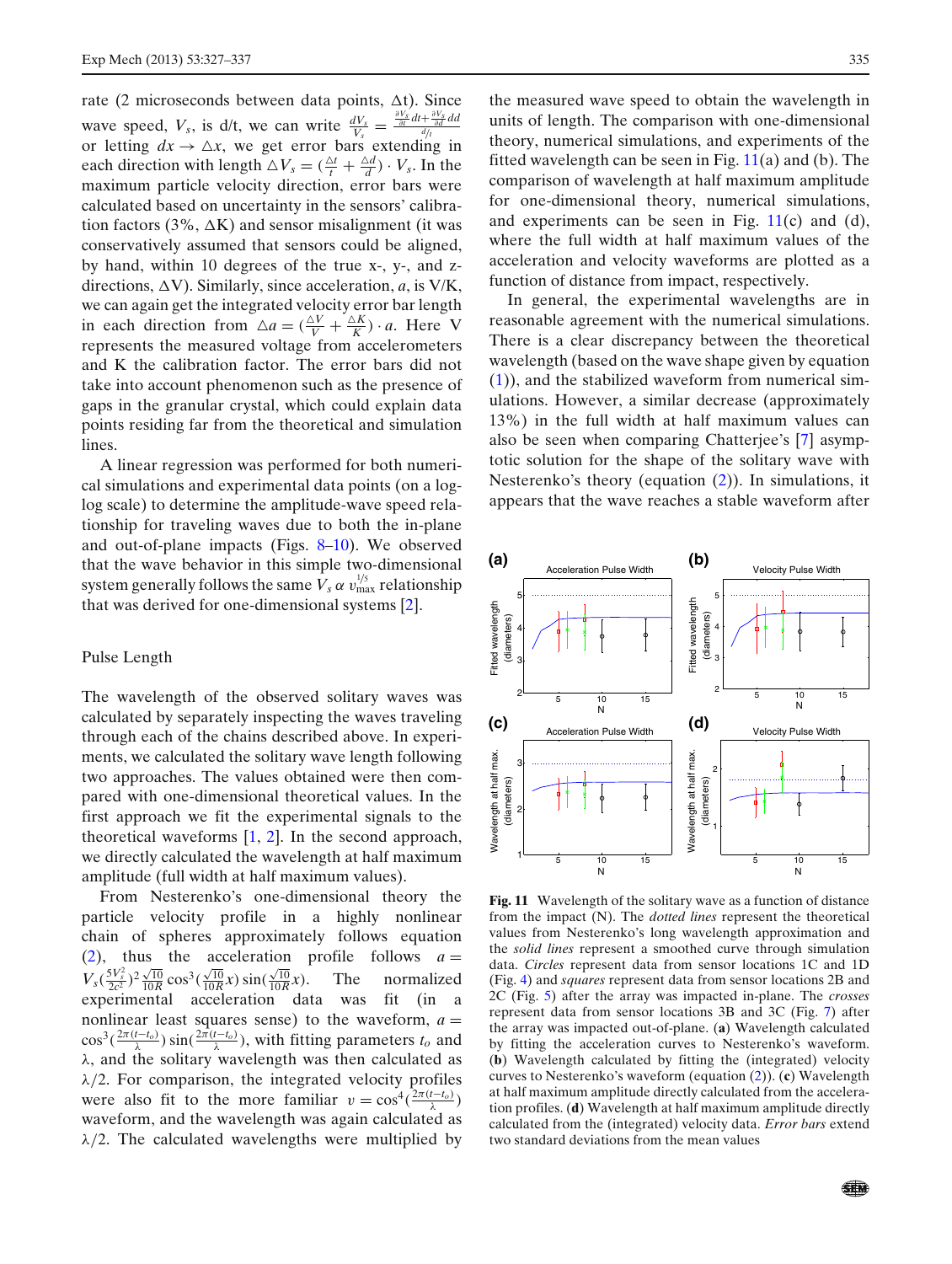rate (2 microseconds between data points, $\Delta t$). Since wave speed, $V_s$, is d/t, we can write $\frac{dV_s}{V_s} = \frac{\frac{\partial V_s}{\partial t}dt + \frac{\partial V_s}{\partial d}dd}{d/t}$ or letting $dx \to \triangle x$, we get error bars extending in each direction with length $\triangle V_s = (\frac{\triangle t}{t} + \frac{\triangle d}{d}) \cdot V_s$. In the maximum particle velocity direction, error bars were calculated based on uncertainty in the sensors' calibration factors (3%, $\Delta$K) and sensor misalignment (it was conservatively assumed that sensors could be aligned, by hand, within 10 degrees of the true x-, y-, and z-directions, $\Delta$V). Similarly, since acceleration, $a$, is V/K, we can again get the integrated velocity error bar length in each direction from $\triangle a = (\frac{\triangle V}{V} + \frac{\triangle K}{K}) \cdot a$. Here V represents the measured voltage from accelerometers and K the calibration factor. The error bars did not take into account phenomenon such as the presence of gaps in the granular crystal, which could explain data points residing far from the theoretical and simulation lines.

A linear regression was performed for both numerical simulations and experimental data points (on a log-log scale) to determine the amplitude-wave speed relationship for traveling waves due to both the in-plane and out-of-plane impacts (Figs. 8–10). We observed that the wave behavior in this simple two-dimensional system generally follows the same $V_s \, \alpha \, v_{\max}^{1/5}$ relationship that was derived for one-dimensional systems [2].

## Pulse Length

The wavelength of the observed solitary waves was calculated by separately inspecting the waves traveling through each of the chains described above. In experiments, we calculated the solitary wave length following two approaches. The values obtained were then compared with one-dimensional theoretical values. In the first approach we fit the experimental signals to the theoretical waveforms [1, 2]. In the second approach, we directly calculated the wavelength at half maximum amplitude (full width at half maximum values).

From Nesterenko's one-dimensional theory the particle velocity profile in a highly nonlinear chain of spheres approximately follows equation (2), thus the acceleration profile follows $a = V_s(\frac{5V_s^2}{2c^2})^2 \frac{\sqrt{10}}{10R} \cos^3(\frac{\sqrt{10}}{10R}x) \sin(\frac{\sqrt{10}}{10R}x)$. The normalized experimental acceleration data was fit (in a nonlinear least squares sense) to the waveform, $a = \cos^3(\frac{2\pi(t-t_o)}{\lambda}) \sin(\frac{2\pi(t-t_o)}{\lambda})$, with fitting parameters $t_o$ and $\lambda$, and the solitary wavelength was then calculated as $\lambda/2$. For comparison, the integrated velocity profiles were also fit to the more familiar $v = \cos^4(\frac{2\pi(t-t_o)}{\lambda})$ waveform, and the wavelength was again calculated as $\lambda/2$. The calculated wavelengths were multiplied by the measured wave speed to obtain the wavelength in units of length. The comparison with one-dimensional theory, numerical simulations, and experiments of the fitted wavelength can be seen in Fig. 11(a) and (b). The comparison of wavelength at half maximum amplitude for one-dimensional theory, numerical simulations, and experiments can be seen in Fig. 11(c) and (d), where the full width at half maximum values of the acceleration and velocity waveforms are plotted as a function of distance from impact, respectively.

In general, the experimental wavelengths are in reasonable agreement with the numerical simulations. There is a clear discrepancy between the theoretical wavelength (based on the wave shape given by equation (1)), and the stabilized waveform from numerical simulations. However, a similar decrease (approximately 13%) in the full width at half maximum values can also be seen when comparing Chatterjee's [7] asymptotic solution for the shape of the solitary wave with Nesterenko's theory (equation (2)). In simulations, it appears that the wave reaches a stable waveform after

**Fig. 11** Wavelength of the solitary wave as a function of distance from the impact (N). The *dotted lines* represent the theoretical values from Nesterenko's long wavelength approximation and the *solid lines* represent a smoothed curve through simulation data. *Circles* represent data from sensor locations 1C and 1D (Fig. 4) and *squares* represent data from sensor locations 2B and 2C (Fig. 5) after the array was impacted in-plane. The *crosses* represent data from sensor locations 3B and 3C (Fig. 7) after the array was impacted out-of-plane. (**a**) Wavelength calculated by fitting the acceleration curves to Nesterenko's waveform. (**b**) Wavelength calculated by fitting the (integrated) velocity curves to Nesterenko's waveform (equation (2)). (**c**) Wavelength at half maximum amplitude directly calculated from the acceleration profiles. (**d**) Wavelength at half maximum amplitude directly calculated from the (integrated) velocity data. *Error bars* extend two standard deviations from the mean values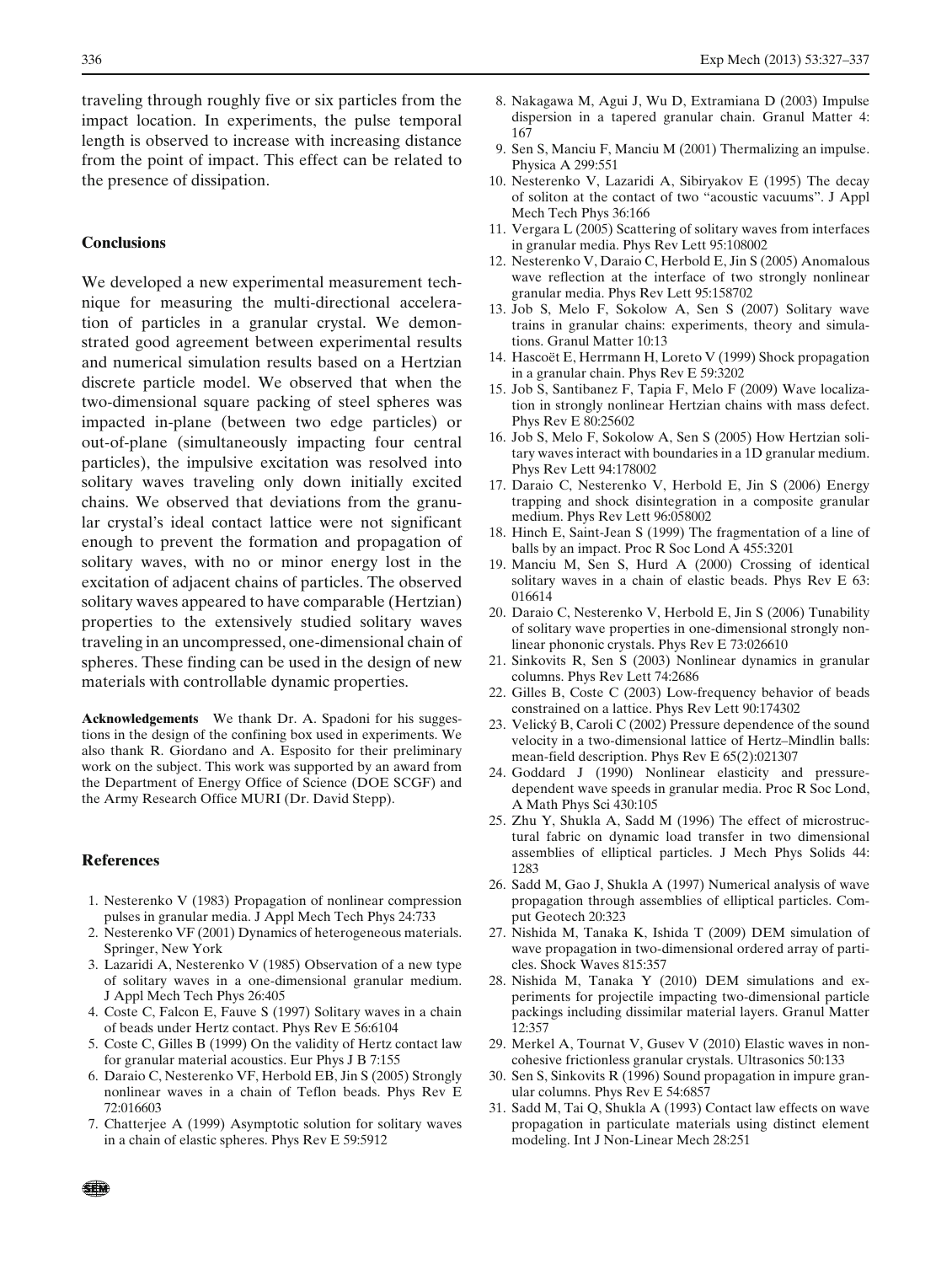traveling through roughly five or six particles from the impact location. In experiments, the pulse temporal length is observed to increase with increasing distance from the point of impact. This effect can be related to the presence of dissipation.

## Conclusions

We developed a new experimental measurement technique for measuring the multi-directional acceleration of particles in a granular crystal. We demonstrated good agreement between experimental results and numerical simulation results based on a Hertzian discrete particle model. We observed that when the two-dimensional square packing of steel spheres was impacted in-plane (between two edge particles) or out-of-plane (simultaneously impacting four central particles), the impulsive excitation was resolved into solitary waves traveling only down initially excited chains. We observed that deviations from the granular crystal's ideal contact lattice were not significant enough to prevent the formation and propagation of solitary waves, with no or minor energy lost in the excitation of adjacent chains of particles. The observed solitary waves appeared to have comparable (Hertzian) properties to the extensively studied solitary waves traveling in an uncompressed, one-dimensional chain of spheres. These finding can be used in the design of new materials with controllable dynamic properties.

**Acknowledgements** We thank Dr. A. Spadoni for his suggestions in the design of the confining box used in experiments. We also thank R. Giordano and A. Esposito for their preliminary work on the subject. This work was supported by an award from the Department of Energy Office of Science (DOE SCGF) and the Army Research Office MURI (Dr. David Stepp).

## References

1. Nesterenko V (1983) Propagation of nonlinear compression pulses in granular media. J Appl Mech Tech Phys 24:733
2. Nesterenko VF (2001) Dynamics of heterogeneous materials. Springer, New York
3. Lazaridi A, Nesterenko V (1985) Observation of a new type of solitary waves in a one-dimensional granular medium. J Appl Mech Tech Phys 26:405
4. Coste C, Falcon E, Fauve S (1997) Solitary waves in a chain of beads under Hertz contact. Phys Rev E 56:6104
5. Coste C, Gilles B (1999) On the validity of Hertz contact law for granular material acoustics. Eur Phys J B 7:155
6. Daraio C, Nesterenko VF, Herbold EB, Jin S (2005) Strongly nonlinear waves in a chain of Teflon beads. Phys Rev E 72:016603
7. Chatterjee A (1999) Asymptotic solution for solitary waves in a chain of elastic spheres. Phys Rev E 59:5912
8. Nakagawa M, Agui J, Wu D, Extramiana D (2003) Impulse dispersion in a tapered granular chain. Granul Matter 4: 167
9. Sen S, Manciu F, Manciu M (2001) Thermalizing an impulse. Physica A 299:551
10. Nesterenko V, Lazaridi A, Sibiryakov E (1995) The decay of soliton at the contact of two "acoustic vacuums". J Appl Mech Tech Phys 36:166
11. Vergara L (2005) Scattering of solitary waves from interfaces in granular media. Phys Rev Lett 95:108002
12. Nesterenko V, Daraio C, Herbold E, Jin S (2005) Anomalous wave reflection at the interface of two strongly nonlinear granular media. Phys Rev Lett 95:158702
13. Job S, Melo F, Sokolow A, Sen S (2007) Solitary wave trains in granular chains: experiments, theory and simulations. Granul Matter 10:13
14. Hascoët E, Herrmann H, Loreto V (1999) Shock propagation in a granular chain. Phys Rev E 59:3202
15. Job S, Santibanez F, Tapia F, Melo F (2009) Wave localization in strongly nonlinear Hertzian chains with mass defect. Phys Rev E 80:25602
16. Job S, Melo F, Sokolow A, Sen S (2005) How Hertzian solitary waves interact with boundaries in a 1D granular medium. Phys Rev Lett 94:178002
17. Daraio C, Nesterenko V, Herbold E, Jin S (2006) Energy trapping and shock disintegration in a composite granular medium. Phys Rev Lett 96:058002
18. Hinch E, Saint-Jean S (1999) The fragmentation of a line of balls by an impact. Proc R Soc Lond A 455:3201
19. Manciu M, Sen S, Hurd A (2000) Crossing of identical solitary waves in a chain of elastic beads. Phys Rev E 63: 016614
20. Daraio C, Nesterenko V, Herbold E, Jin S (2006) Tunability of solitary wave properties in one-dimensional strongly nonlinear phononic crystals. Phys Rev E 73:026610
21. Sinkovits R, Sen S (2003) Nonlinear dynamics in granular columns. Phys Rev Lett 74:2686
22. Gilles B, Coste C (2003) Low-frequency behavior of beads constrained on a lattice. Phys Rev Lett 90:174302
23. Velický B, Caroli C (2002) Pressure dependence of the sound velocity in a two-dimensional lattice of Hertz–Mindlin balls: mean-field description. Phys Rev E 65(2):021307
24. Goddard J (1990) Nonlinear elasticity and pressure-dependent wave speeds in granular media. Proc R Soc Lond, A Math Phys Sci 430:105
25. Zhu Y, Shukla A, Sadd M (1996) The effect of microstructural fabric on dynamic load transfer in two dimensional assemblies of elliptical particles. J Mech Phys Solids 44: 1283
26. Sadd M, Gao J, Shukla A (1997) Numerical analysis of wave propagation through assemblies of elliptical particles. Comput Geotech 20:323
27. Nishida M, Tanaka K, Ishida T (2009) DEM simulation of wave propagation in two-dimensional ordered array of particles. Shock Waves 815:357
28. Nishida M, Tanaka Y (2010) DEM simulations and experiments for projectile impacting two-dimensional particle packings including dissimilar material layers. Granul Matter 12:357
29. Merkel A, Tournat V, Gusev V (2010) Elastic waves in noncohesive frictionless granular crystals. Ultrasonics 50:133
30. Sen S, Sinkovits R (1996) Sound propagation in impure granular columns. Phys Rev E 54:6857
31. Sadd M, Tai Q, Shukla A (1993) Contact law effects on wave propagation in particulate materials using distinct element modeling. Int J Non-Linear Mech 28:251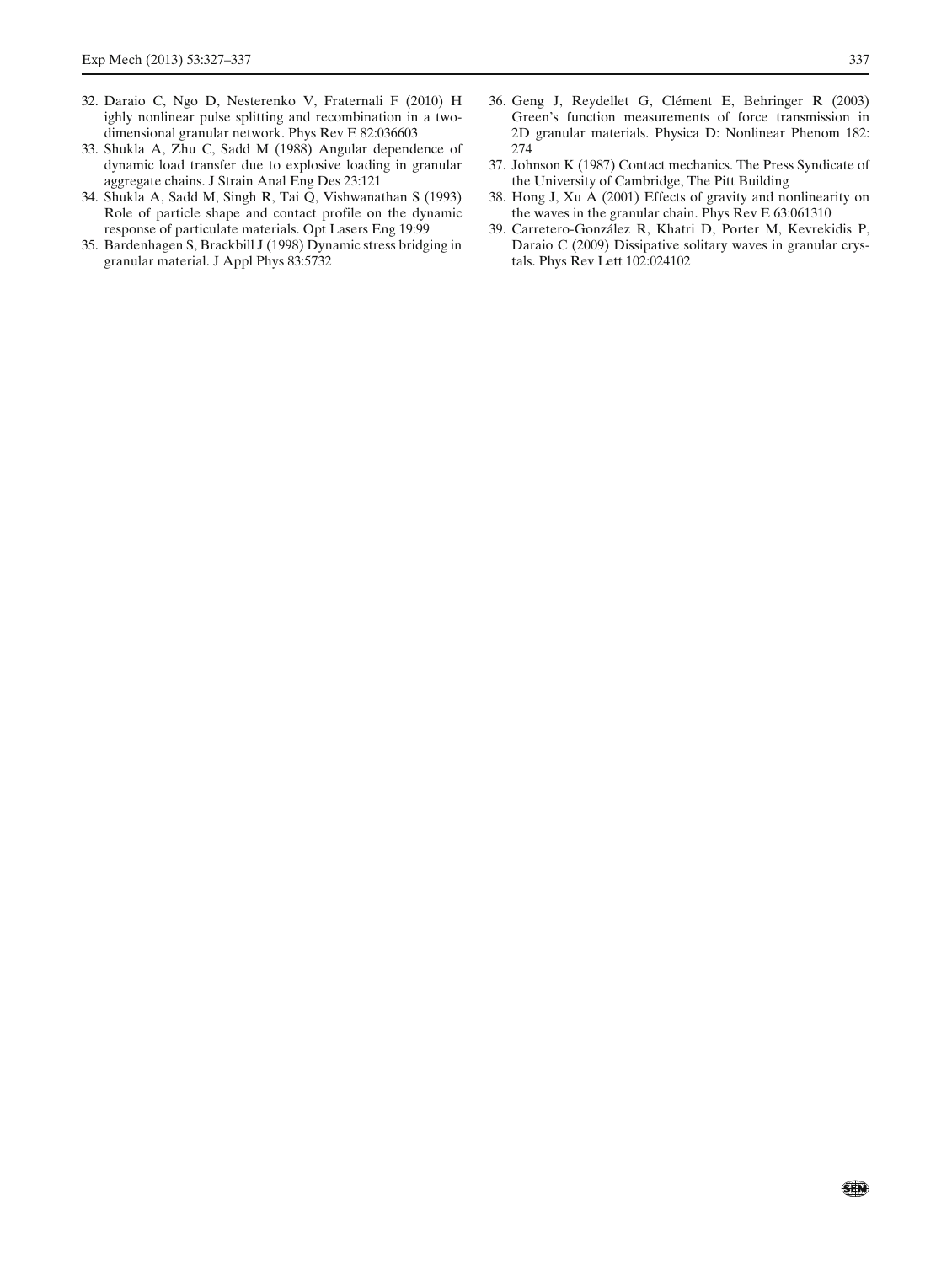32. Daraio C, Ngo D, Nesterenko V, Fraternali F (2010) H ighly nonlinear pulse splitting and recombination in a two-dimensional granular network. Phys Rev E 82:036603
33. Shukla A, Zhu C, Sadd M (1988) Angular dependence of dynamic load transfer due to explosive loading in granular aggregate chains. J Strain Anal Eng Des 23:121
34. Shukla A, Sadd M, Singh R, Tai Q, Vishwanathan S (1993) Role of particle shape and contact profile on the dynamic response of particulate materials. Opt Lasers Eng 19:99
35. Bardenhagen S, Brackbill J (1998) Dynamic stress bridging in granular material. J Appl Phys 83:5732
36. Geng J, Reydellet G, Clément E, Behringer R (2003) Green's function measurements of force transmission in 2D granular materials. Physica D: Nonlinear Phenom 182: 274
37. Johnson K (1987) Contact mechanics. The Press Syndicate of the University of Cambridge, The Pitt Building
38. Hong J, Xu A (2001) Effects of gravity and nonlinearity on the waves in the granular chain. Phys Rev E 63:061310
39. Carretero-González R, Khatri D, Porter M, Kevrekidis P, Daraio C (2009) Dissipative solitary waves in granular crystals. Phys Rev Lett 102:024102